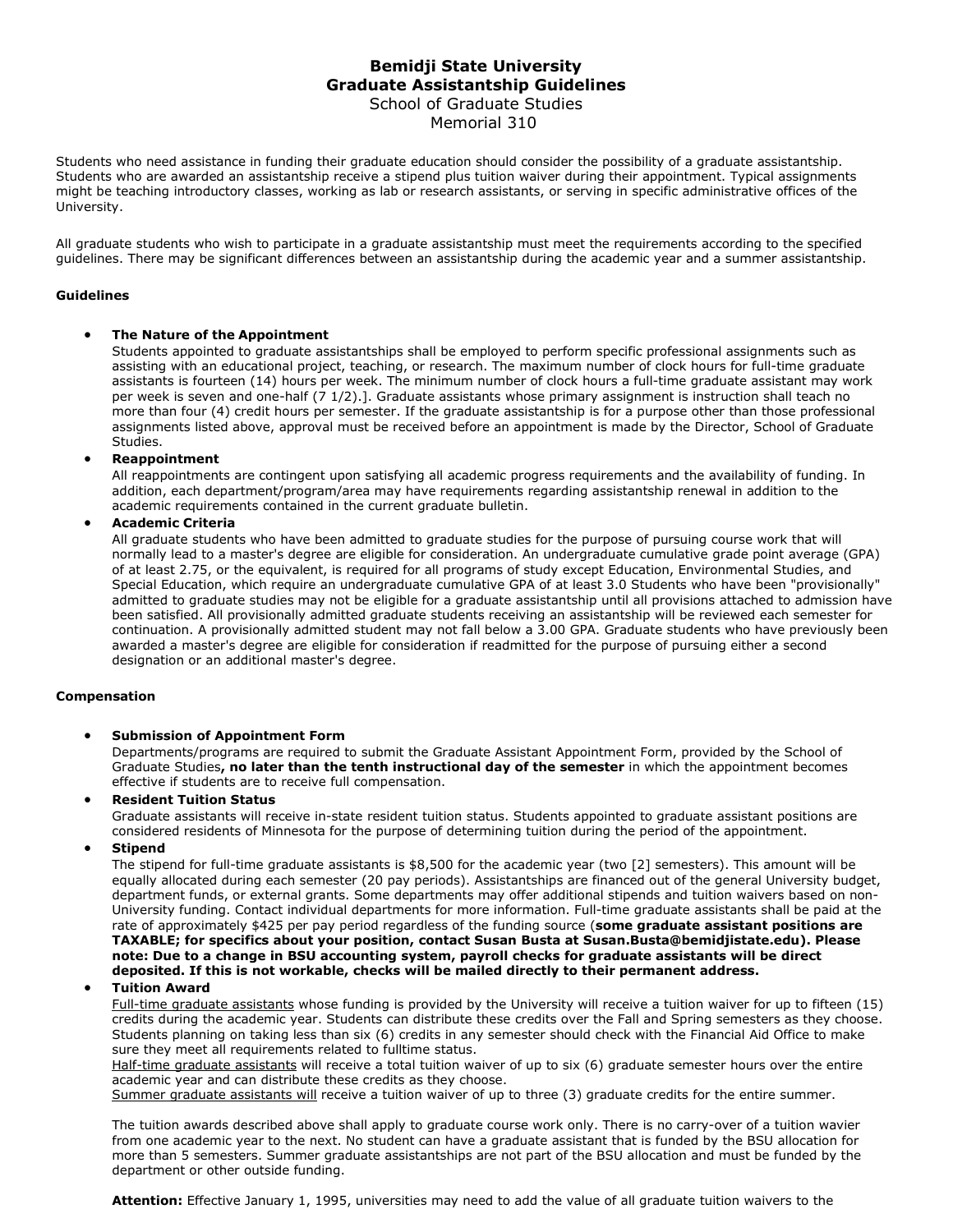# Bemidji State University
## Graduate Assistantship Guidelines

School of Graduate Studies
Memorial 310

Students who need assistance in funding their graduate education should consider the possibility of a graduate assistantship. Students who are awarded an assistantship receive a stipend plus tuition waiver during their appointment. Typical assignments might be teaching introductory classes, working as lab or research assistants, or serving in specific administrative offices of the University.

All graduate students who wish to participate in a graduate assistantship must meet the requirements according to the specified guidelines. There may be significant differences between an assistantship during the academic year and a summer assistantship.

### Guidelines

- **The Nature of the Appointment**
  Students appointed to graduate assistantships shall be employed to perform specific professional assignments such as assisting with an educational project, teaching, or research. The maximum number of clock hours for full-time graduate assistants is fourteen (14) hours per week. The minimum number of clock hours a full-time graduate assistant may work per week is seven and one-half (7 1/2).]. Graduate assistants whose primary assignment is instruction shall teach no more than four (4) credit hours per semester. If the graduate assistantship is for a purpose other than those professional assignments listed above, approval must be received before an appointment is made by the Director, School of Graduate Studies.
- **Reappointment**
  All reappointments are contingent upon satisfying all academic progress requirements and the availability of funding. In addition, each department/program/area may have requirements regarding assistantship renewal in addition to the academic requirements contained in the current graduate bulletin.
- **Academic Criteria**
  All graduate students who have been admitted to graduate studies for the purpose of pursuing course work that will normally lead to a master's degree are eligible for consideration. An undergraduate cumulative grade point average (GPA) of at least 2.75, or the equivalent, is required for all programs of study except Education, Environmental Studies, and Special Education, which require an undergraduate cumulative GPA of at least 3.0 Students who have been "provisionally" admitted to graduate studies may not be eligible for a graduate assistantship until all provisions attached to admission have been satisfied. All provisionally admitted graduate students receiving an assistantship will be reviewed each semester for continuation. A provisionally admitted student may not fall below a 3.00 GPA. Graduate students who have previously been awarded a master's degree are eligible for consideration if readmitted for the purpose of pursuing either a second designation or an additional master's degree.

### Compensation

- **Submission of Appointment Form**
  Departments/programs are required to submit the Graduate Assistant Appointment Form, provided by the School of Graduate Studies**, no later than the tenth instructional day of the semester** in which the appointment becomes effective if students are to receive full compensation.
- **Resident Tuition Status**
  Graduate assistants will receive in-state resident tuition status. Students appointed to graduate assistant positions are considered residents of Minnesota for the purpose of determining tuition during the period of the appointment.
- **Stipend**
  The stipend for full-time graduate assistants is $8,500 for the academic year (two [2] semesters). This amount will be equally allocated during each semester (20 pay periods). Assistantships are financed out of the general University budget, department funds, or external grants. Some departments may offer additional stipends and tuition waivers based on non-University funding. Contact individual departments for more information. Full-time graduate assistants shall be paid at the rate of approximately $425 per pay period regardless of the funding source (**some graduate assistant positions are TAXABLE; for specifics about your position, contact Susan Busta at Susan.Busta@bemidjistate.edu). Please note: Due to a change in BSU accounting system, payroll checks for graduate assistants will be direct deposited. If this is not workable, checks will be mailed directly to their permanent address.**
- **Tuition Award**
  Full-time graduate assistants whose funding is provided by the University will receive a tuition waiver for up to fifteen (15) credits during the academic year. Students can distribute these credits over the Fall and Spring semesters as they choose. Students planning on taking less than six (6) credits in any semester should check with the Financial Aid Office to make sure they meet all requirements related to fulltime status.
  Half-time graduate assistants will receive a total tuition waiver of up to six (6) graduate semester hours over the entire academic year and can distribute these credits as they choose.
  Summer graduate assistants will receive a tuition waiver of up to three (3) graduate credits for the entire summer.

  The tuition awards described above shall apply to graduate course work only. There is no carry-over of a tuition wavier from one academic year to the next. No student can have a graduate assistant that is funded by the BSU allocation for more than 5 semesters. Summer graduate assistantships are not part of the BSU allocation and must be funded by the department or other outside funding.

  **Attention:** Effective January 1, 1995, universities may need to add the value of all graduate tuition waivers to the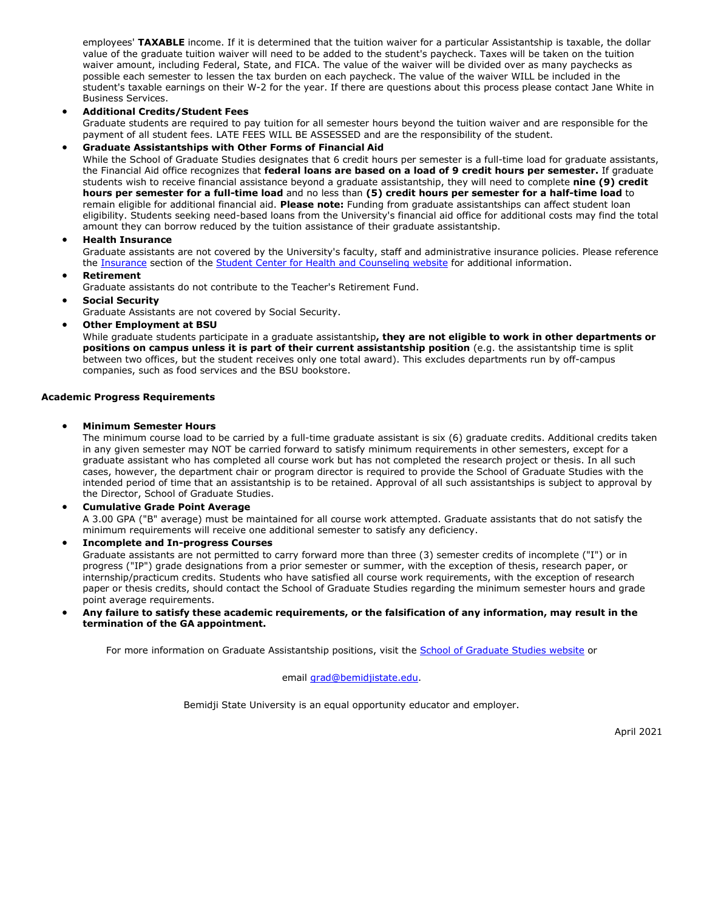employees' **TAXABLE** income. If it is determined that the tuition waiver for a particular Assistantship is taxable, the dollar value of the graduate tuition waiver will need to be added to the student's paycheck. Taxes will be taken on the tuition waiver amount, including Federal, State, and FICA. The value of the waiver will be divided over as many paychecks as possible each semester to lessen the tax burden on each paycheck. The value of the waiver WILL be included in the student's taxable earnings on their W-2 for the year. If there are questions about this process please contact Jane White in Business Services.

- **Additional Credits/Student Fees**
  Graduate students are required to pay tuition for all semester hours beyond the tuition waiver and are responsible for the payment of all student fees. LATE FEES WILL BE ASSESSED and are the responsibility of the student.
- **Graduate Assistantships with Other Forms of Financial Aid**
  While the School of Graduate Studies designates that 6 credit hours per semester is a full-time load for graduate assistants, the Financial Aid office recognizes that **federal loans are based on a load of 9 credit hours per semester.** If graduate students wish to receive financial assistance beyond a graduate assistantship, they will need to complete **nine (9) credit hours per semester for a full-time load** and no less than **(5) credit hours per semester for a half-time load** to remain eligible for additional financial aid. **Please note:** Funding from graduate assistantships can affect student loan eligibility. Students seeking need-based loans from the University's financial aid office for additional costs may find the total amount they can borrow reduced by the tuition assistance of their graduate assistantship.
- **Health Insurance**
  Graduate assistants are not covered by the University's faculty, staff and administrative insurance policies. Please reference the [Insurance]() section of the [Student Center for Health and Counseling website]() for additional information.
- **Retirement**
  Graduate assistants do not contribute to the Teacher's Retirement Fund.
- **Social Security**
  Graduate Assistants are not covered by Social Security.
- **Other Employment at BSU**
  While graduate students participate in a graduate assistantship**, they are not eligible to work in other departments or positions on campus unless it is part of their current assistantship position** (e.g. the assistantship time is split between two offices, but the student receives only one total award). This excludes departments run by off-campus companies, such as food services and the BSU bookstore.

**Academic Progress Requirements**

- **Minimum Semester Hours**
  The minimum course load to be carried by a full-time graduate assistant is six (6) graduate credits. Additional credits taken in any given semester may NOT be carried forward to satisfy minimum requirements in other semesters, except for a graduate assistant who has completed all course work but has not completed the research project or thesis. In all such cases, however, the department chair or program director is required to provide the School of Graduate Studies with the intended period of time that an assistantship is to be retained. Approval of all such assistantships is subject to approval by the Director, School of Graduate Studies.
- **Cumulative Grade Point Average**
  A 3.00 GPA ("B" average) must be maintained for all course work attempted. Graduate assistants that do not satisfy the minimum requirements will receive one additional semester to satisfy any deficiency.
- **Incomplete and In-progress Courses**
  Graduate assistants are not permitted to carry forward more than three (3) semester credits of incomplete ("I") or in progress ("IP") grade designations from a prior semester or summer, with the exception of thesis, research paper, or internship/practicum credits. Students who have satisfied all course work requirements, with the exception of research paper or thesis credits, should contact the School of Graduate Studies regarding the minimum semester hours and grade point average requirements.
- **Any failure to satisfy these academic requirements, or the falsification of any information, may result in the termination of the GA appointment.**

For more information on Graduate Assistantship positions, visit the [School of Graduate Studies website]() or

email [grad@bemidjistate.edu](mailto:grad@bemidjistate.edu).

Bemidji State University is an equal opportunity educator and employer.

April 2021